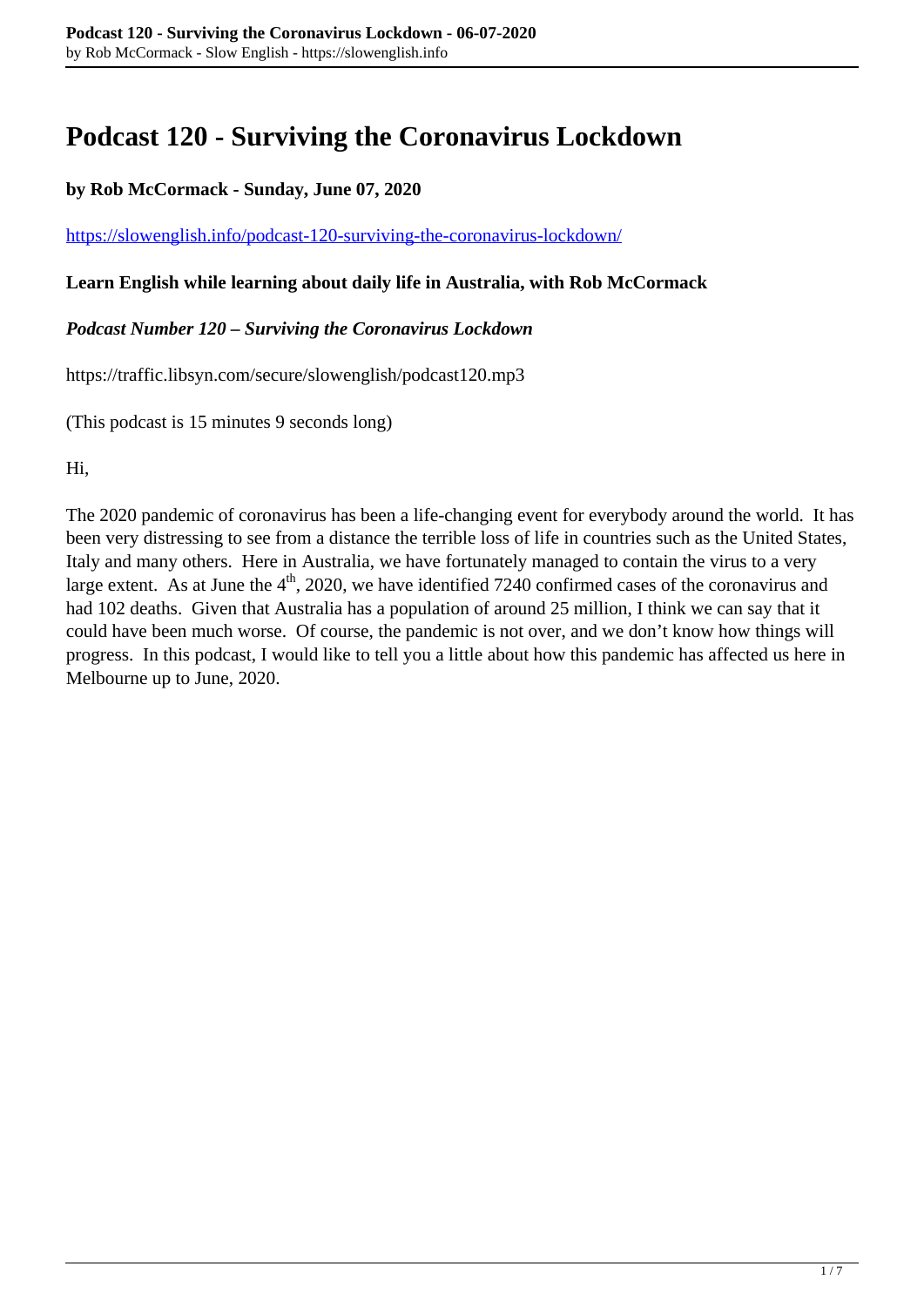# Podcast 120 - Surviving the Coronavirus Lockdown

**by Rob McCormack - Sunday, June 07, 2020**

https://slowenglish.info/podcast-120-surviving-the-coronavirus-lockdown/

**Learn English while learning about daily life in Australia, with Rob McCormack**

***Podcast Number 120 – Surviving the Coronavirus Lockdown***

https://traffic.libsyn.com/secure/slowenglish/podcast120.mp3

(This podcast is 15 minutes 9 seconds long)

Hi,

The 2020 pandemic of coronavirus has been a life-changing event for everybody around the world. It has been very distressing to see from a distance the terrible loss of life in countries such as the United States, Italy and many others. Here in Australia, we have fortunately managed to contain the virus to a very large extent. As at June the 4th, 2020, we have identified 7240 confirmed cases of the coronavirus and had 102 deaths. Given that Australia has a population of around 25 million, I think we can say that it could have been much worse. Of course, the pandemic is not over, and we don't know how things will progress. In this podcast, I would like to tell you a little about how this pandemic has affected us here in Melbourne up to June, 2020.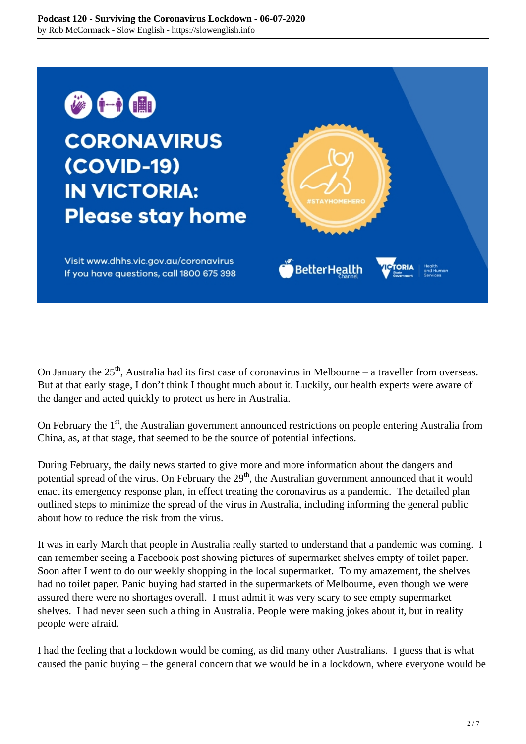On January the 25th, Australia had its first case of coronavirus in Melbourne – a traveller from overseas. But at that early stage, I don't think I thought much about it. Luckily, our health experts were aware of the danger and acted quickly to protect us here in Australia.

On February the 1st, the Australian government announced restrictions on people entering Australia from China, as, at that stage, that seemed to be the source of potential infections.

During February, the daily news started to give more and more information about the dangers and potential spread of the virus. On February the 29th, the Australian government announced that it would enact its emergency response plan, in effect treating the coronavirus as a pandemic. The detailed plan outlined steps to minimize the spread of the virus in Australia, including informing the general public about how to reduce the risk from the virus.

It was in early March that people in Australia really started to understand that a pandemic was coming. I can remember seeing a Facebook post showing pictures of supermarket shelves empty of toilet paper. Soon after I went to do our weekly shopping in the local supermarket. To my amazement, the shelves had no toilet paper. Panic buying had started in the supermarkets of Melbourne, even though we were assured there were no shortages overall. I must admit it was very scary to see empty supermarket shelves. I had never seen such a thing in Australia. People were making jokes about it, but in reality people were afraid.

I had the feeling that a lockdown would be coming, as did many other Australians. I guess that is what caused the panic buying – the general concern that we would be in a lockdown, where everyone would be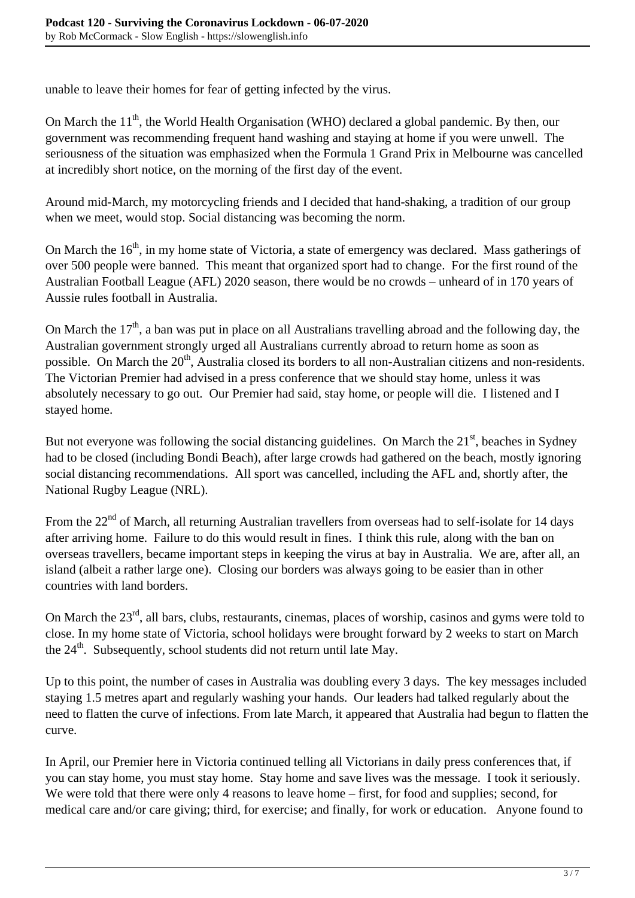unable to leave their homes for fear of getting infected by the virus.

On March the 11th, the World Health Organisation (WHO) declared a global pandemic. By then, our government was recommending frequent hand washing and staying at home if you were unwell. The seriousness of the situation was emphasized when the Formula 1 Grand Prix in Melbourne was cancelled at incredibly short notice, on the morning of the first day of the event.

Around mid-March, my motorcycling friends and I decided that hand-shaking, a tradition of our group when we meet, would stop. Social distancing was becoming the norm.

On March the 16th, in my home state of Victoria, a state of emergency was declared. Mass gatherings of over 500 people were banned. This meant that organized sport had to change. For the first round of the Australian Football League (AFL) 2020 season, there would be no crowds – unheard of in 170 years of Aussie rules football in Australia.

On March the 17th, a ban was put in place on all Australians travelling abroad and the following day, the Australian government strongly urged all Australians currently abroad to return home as soon as possible. On March the 20th, Australia closed its borders to all non-Australian citizens and non-residents. The Victorian Premier had advised in a press conference that we should stay home, unless it was absolutely necessary to go out. Our Premier had said, stay home, or people will die. I listened and I stayed home.

But not everyone was following the social distancing guidelines. On March the 21st, beaches in Sydney had to be closed (including Bondi Beach), after large crowds had gathered on the beach, mostly ignoring social distancing recommendations. All sport was cancelled, including the AFL and, shortly after, the National Rugby League (NRL).

From the 22nd of March, all returning Australian travellers from overseas had to self-isolate for 14 days after arriving home. Failure to do this would result in fines. I think this rule, along with the ban on overseas travellers, became important steps in keeping the virus at bay in Australia. We are, after all, an island (albeit a rather large one). Closing our borders was always going to be easier than in other countries with land borders.

On March the 23rd, all bars, clubs, restaurants, cinemas, places of worship, casinos and gyms were told to close. In my home state of Victoria, school holidays were brought forward by 2 weeks to start on March the 24th. Subsequently, school students did not return until late May.

Up to this point, the number of cases in Australia was doubling every 3 days. The key messages included staying 1.5 metres apart and regularly washing your hands. Our leaders had talked regularly about the need to flatten the curve of infections. From late March, it appeared that Australia had begun to flatten the curve.

In April, our Premier here in Victoria continued telling all Victorians in daily press conferences that, if you can stay home, you must stay home. Stay home and save lives was the message. I took it seriously. We were told that there were only 4 reasons to leave home – first, for food and supplies; second, for medical care and/or care giving; third, for exercise; and finally, for work or education. Anyone found to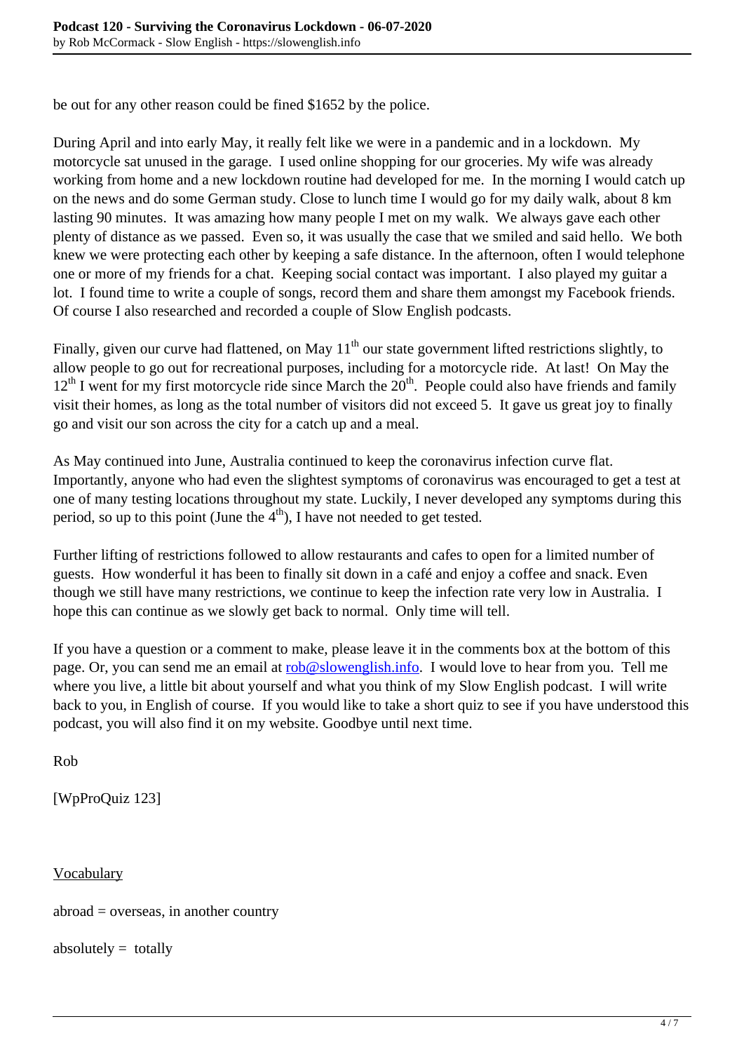be out for any other reason could be fined $1652 by the police.

During April and into early May, it really felt like we were in a pandemic and in a lockdown. My motorcycle sat unused in the garage. I used online shopping for our groceries. My wife was already working from home and a new lockdown routine had developed for me. In the morning I would catch up on the news and do some German study. Close to lunch time I would go for my daily walk, about 8 km lasting 90 minutes. It was amazing how many people I met on my walk. We always gave each other plenty of distance as we passed. Even so, it was usually the case that we smiled and said hello. We both knew we were protecting each other by keeping a safe distance. In the afternoon, often I would telephone one or more of my friends for a chat. Keeping social contact was important. I also played my guitar a lot. I found time to write a couple of songs, record them and share them amongst my Facebook friends. Of course I also researched and recorded a couple of Slow English podcasts.

Finally, given our curve had flattened, on May 11th our state government lifted restrictions slightly, to allow people to go out for recreational purposes, including for a motorcycle ride. At last! On May the 12th I went for my first motorcycle ride since March the 20th. People could also have friends and family visit their homes, as long as the total number of visitors did not exceed 5. It gave us great joy to finally go and visit our son across the city for a catch up and a meal.

As May continued into June, Australia continued to keep the coronavirus infection curve flat. Importantly, anyone who had even the slightest symptoms of coronavirus was encouraged to get a test at one of many testing locations throughout my state. Luckily, I never developed any symptoms during this period, so up to this point (June the 4th), I have not needed to get tested.

Further lifting of restrictions followed to allow restaurants and cafes to open for a limited number of guests. How wonderful it has been to finally sit down in a café and enjoy a coffee and snack. Even though we still have many restrictions, we continue to keep the infection rate very low in Australia. I hope this can continue as we slowly get back to normal. Only time will tell.

If you have a question or a comment to make, please leave it in the comments box at the bottom of this page. Or, you can send me an email at rob@slowenglish.info. I would love to hear from you. Tell me where you live, a little bit about yourself and what you think of my Slow English podcast. I will write back to you, in English of course. If you would like to take a short quiz to see if you have understood this podcast, you will also find it on my website. Goodbye until next time.

Rob

[WpProQuiz 123]

Vocabulary

abroad = overseas, in another country

absolutely = totally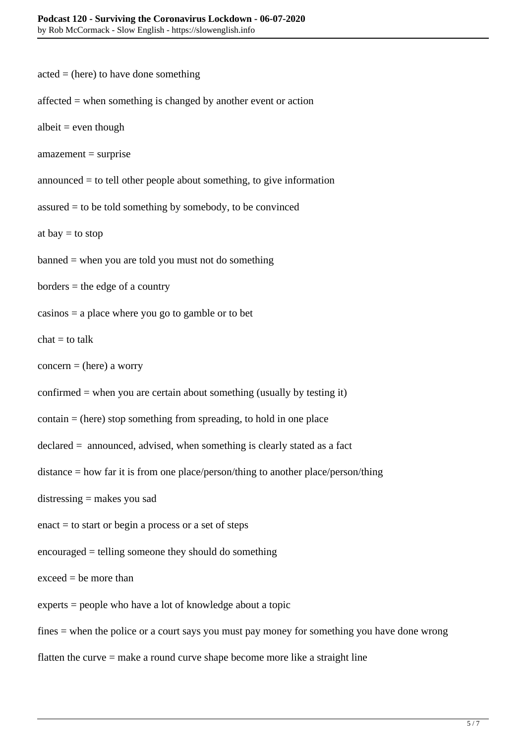acted = (here) to have done something

affected = when something is changed by another event or action

albeit = even though

amazement = surprise

announced = to tell other people about something, to give information

assured = to be told something by somebody, to be convinced

at bay = to stop

banned = when you are told you must not do something

borders = the edge of a country

casinos = a place where you go to gamble or to bet

chat = to talk

concern = (here) a worry

confirmed = when you are certain about something (usually by testing it)

contain = (here) stop something from spreading, to hold in one place

declared =  announced, advised, when something is clearly stated as a fact

distance = how far it is from one place/person/thing to another place/person/thing

distressing = makes you sad

enact = to start or begin a process or a set of steps

encouraged = telling someone they should do something

exceed = be more than

experts = people who have a lot of knowledge about a topic

fines = when the police or a court says you must pay money for something you have done wrong

flatten the curve = make a round curve shape become more like a straight line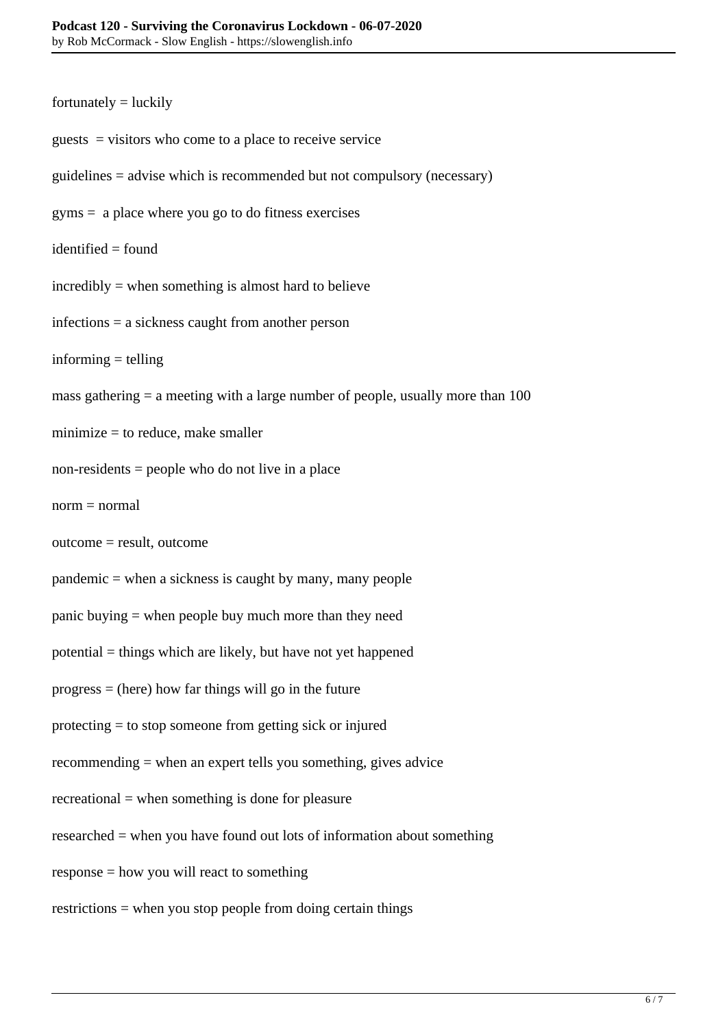fortunately = luckily

guests  = visitors who come to a place to receive service

guidelines = advise which is recommended but not compulsory (necessary)

gyms =  a place where you go to do fitness exercises

identified = found

incredibly = when something is almost hard to believe

infections = a sickness caught from another person

informing = telling

mass gathering = a meeting with a large number of people, usually more than 100

minimize = to reduce, make smaller

non-residents = people who do not live in a place

norm = normal

outcome = result, outcome

pandemic = when a sickness is caught by many, many people

panic buying = when people buy much more than they need

potential = things which are likely, but have not yet happened

progress = (here) how far things will go in the future

protecting = to stop someone from getting sick or injured

recommending = when an expert tells you something, gives advice

recreational = when something is done for pleasure

researched = when you have found out lots of information about something

response = how you will react to something

restrictions = when you stop people from doing certain things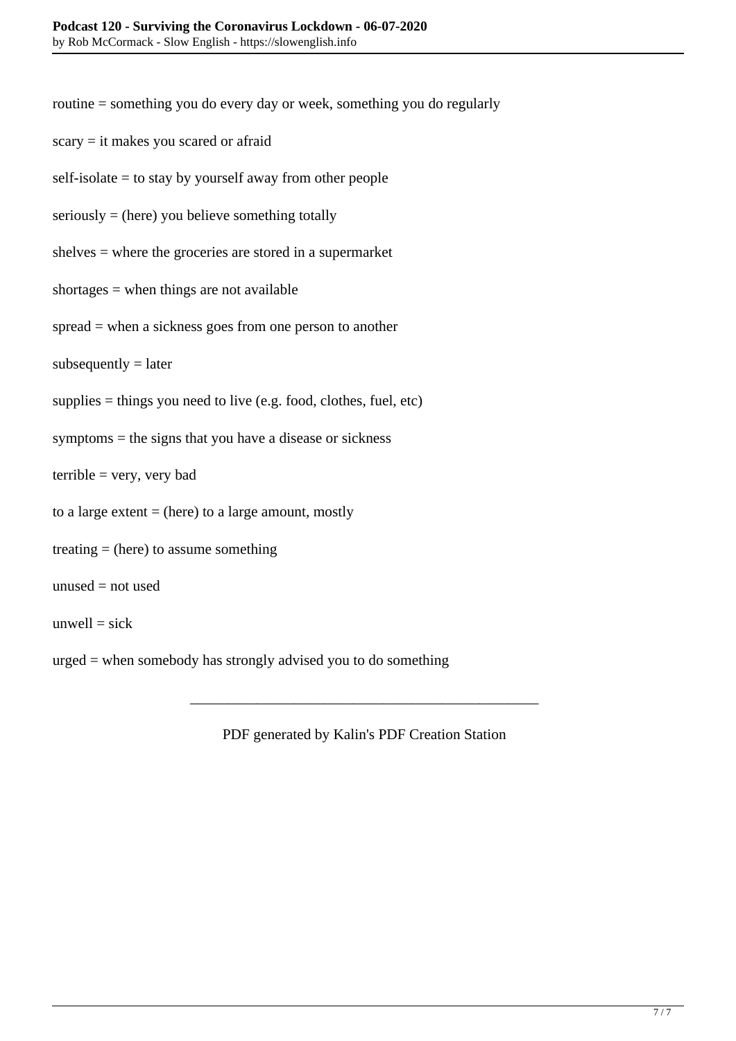routine = something you do every day or week, something you do regularly

scary = it makes you scared or afraid

self-isolate = to stay by yourself away from other people

seriously = (here) you believe something totally

shelves = where the groceries are stored in a supermarket

shortages = when things are not available

spread = when a sickness goes from one person to another

subsequently = later

supplies = things you need to live (e.g. food, clothes, fuel, etc)

symptoms = the signs that you have a disease or sickness

terrible = very, very bad

to a large extent = (here) to a large amount, mostly

treating = (here) to assume something

unused = not used

unwell = sick

urged = when somebody has strongly advised you to do something

---

PDF generated by Kalin's PDF Creation Station